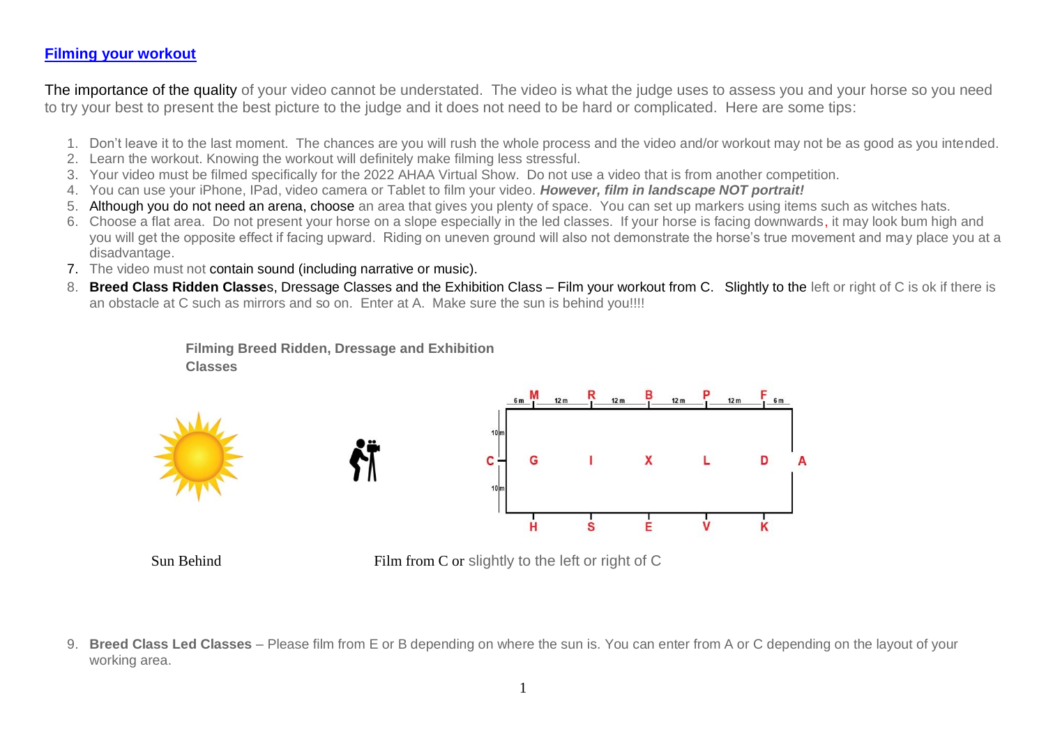**Filming your workout**

The importance of the quality of your video cannot be understated. The video is what the judge uses to assess you and your horse so you need to try your best to present the best picture to the judge and it does not need to be hard or complicated. Here are some tips:

1. Don't leave it to the last moment. The chances are you will rush the whole process and the video and/or workout may not be as good as you intended.
2. Learn the workout. Knowing the workout will definitely make filming less stressful.
3. Your video must be filmed specifically for the 2022 AHAA Virtual Show. Do not use a video that is from another competition.
4. You can use your iPhone, IPad, video camera or Tablet to film your video. ***However, film in landscape NOT portrait!***
5. Although you do not need an arena, choose an area that gives you plenty of space. You can set up markers using items such as witches hats.
6. Choose a flat area. Do not present your horse on a slope especially in the led classes. If your horse is facing downwards, it may look bum high and you will get the opposite effect if facing upward. Riding on uneven ground will also not demonstrate the horse's true movement and may place you at a disadvantage.
7. The video must not contain sound (including narrative or music).
8. **Breed Class Ridden Classes**, Dressage Classes and the Exhibition Class – Film your workout from C. Slightly to the left or right of C is ok if there is an obstacle at C such as mirrors and so on. Enter at A. Make sure the sun is behind you!!!!

**Filming Breed Ridden, Dressage and Exhibition Classes**

Sun Behind

Film from C or slightly to the left or right of C

9. **Breed Class Led Classes** – Please film from E or B depending on where the sun is. You can enter from A or C depending on the layout of your working area.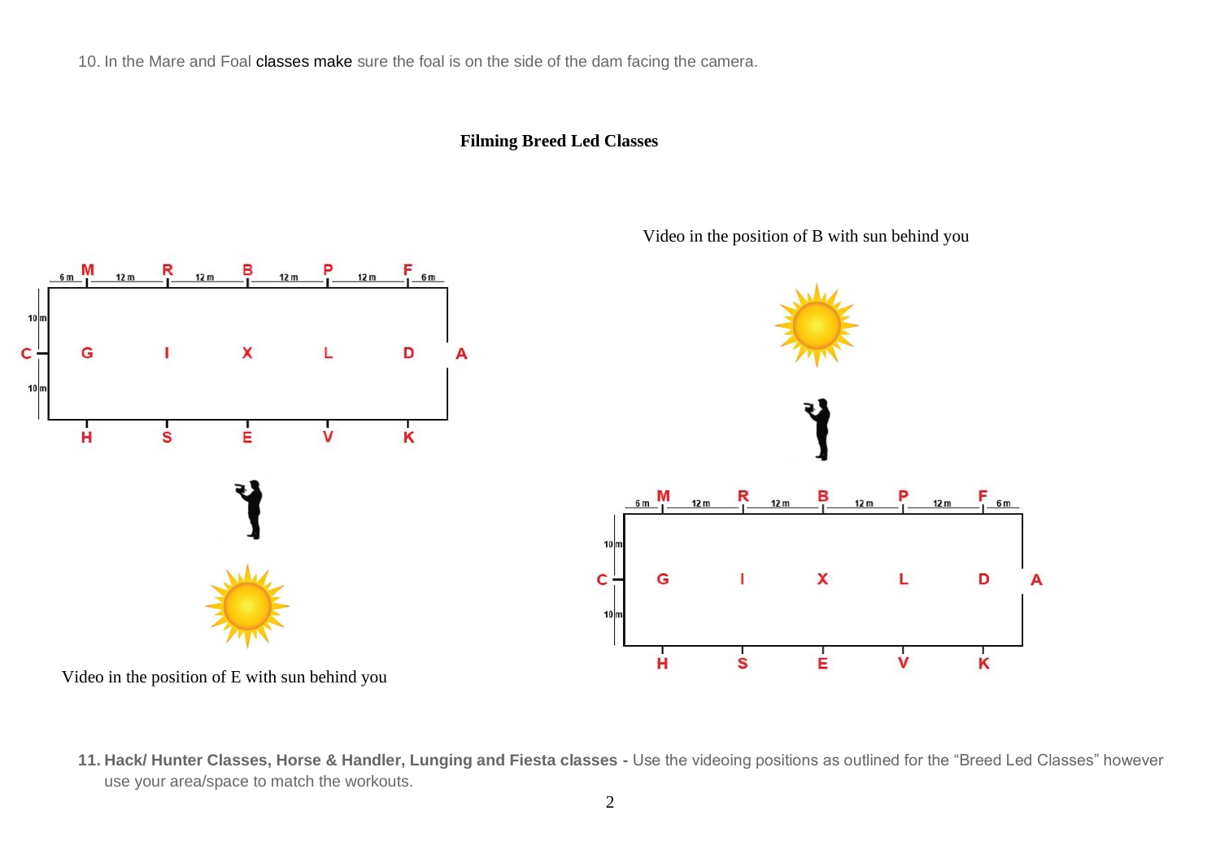10. In the Mare and Foal classes make sure the foal is on the side of the dam facing the camera.

**Filming Breed Led Classes**

Video in the position of B with sun behind you

Video in the position of E with sun behind you

11. **Hack/ Hunter Classes, Horse & Handler, Lunging and Fiesta classes -** Use the videoing positions as outlined for the "Breed Led Classes" however use your area/space to match the workouts.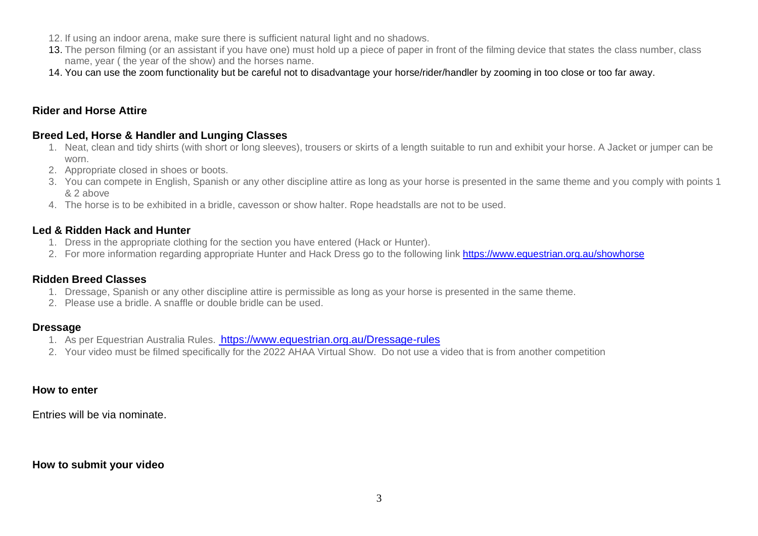12. If using an indoor arena, make sure there is sufficient natural light and no shadows.
13. The person filming (or an assistant if you have one) must hold up a piece of paper in front of the filming device that states the class number, class name, year ( the year of the show) and the horses name.
14. You can use the zoom functionality but be careful not to disadvantage your horse/rider/handler by zooming in too close or too far away.

## Rider and Horse Attire

### Breed Led, Horse & Handler and Lunging Classes

1. Neat, clean and tidy shirts (with short or long sleeves), trousers or skirts of a length suitable to run and exhibit your horse. A Jacket or jumper can be worn.
2. Appropriate closed in shoes or boots.
3. You can compete in English, Spanish or any other discipline attire as long as your horse is presented in the same theme and you comply with points 1 & 2 above
4. The horse is to be exhibited in a bridle, cavesson or show halter. Rope headstalls are not to be used.

### Led & Ridden Hack and Hunter

1. Dress in the appropriate clothing for the section you have entered (Hack or Hunter).
2. For more information regarding appropriate Hunter and Hack Dress go to the following link https://www.equestrian.org.au/showhorse

### Ridden Breed Classes

1. Dressage, Spanish or any other discipline attire is permissible as long as your horse is presented in the same theme.
2. Please use a bridle. A snaffle or double bridle can be used.

### Dressage

1. As per Equestrian Australia Rules. https://www.equestrian.org.au/Dressage-rules
2. Your video must be filmed specifically for the 2022 AHAA Virtual Show. Do not use a video that is from another competition

## How to enter

Entries will be via nominate.

## How to submit your video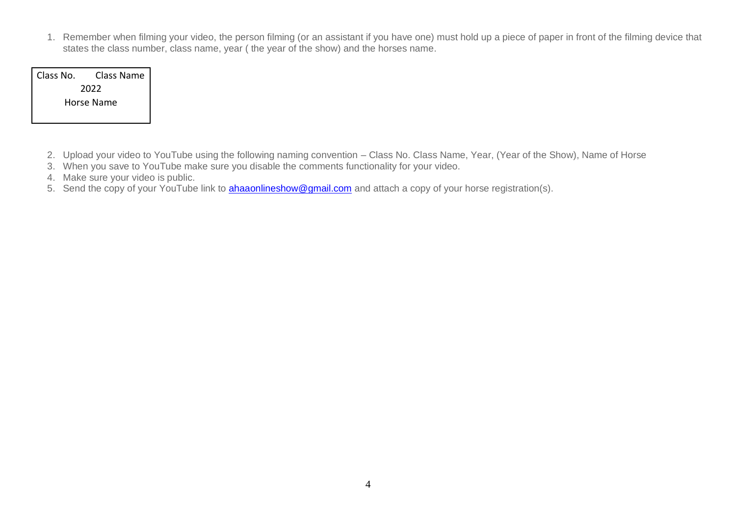1. Remember when filming your video, the person filming (or an assistant if you have one) must hold up a piece of paper in front of the filming device that states the class number, class name, year ( the year of the show) and the horses name.

| |
|---|
| Class No. Class Name |
| 2022 |
| Horse Name |

2. Upload your video to YouTube using the following naming convention – Class No. Class Name, Year, (Year of the Show), Name of Horse
3. When you save to YouTube make sure you disable the comments functionality for your video.
4. Make sure your video is public.
5. Send the copy of your YouTube link to ahaaonlineshow@gmail.com and attach a copy of your horse registration(s).